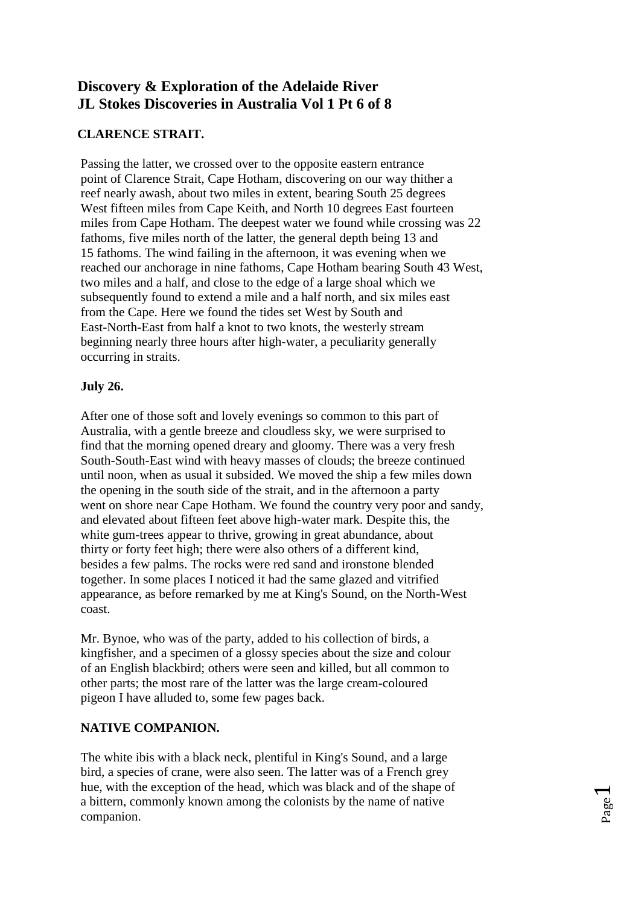# Discovery & Exploration of the Adelaide River
# JL Stokes Discoveries in Australia Vol 1 Pt 6 of 8

## CLARENCE STRAIT.

Passing the latter, we crossed over to the opposite eastern entrance point of Clarence Strait, Cape Hotham, discovering on our way thither a reef nearly awash, about two miles in extent, bearing South 25 degrees West fifteen miles from Cape Keith, and North 10 degrees East fourteen miles from Cape Hotham. The deepest water we found while crossing was 22 fathoms, five miles north of the latter, the general depth being 13 and 15 fathoms. The wind failing in the afternoon, it was evening when we reached our anchorage in nine fathoms, Cape Hotham bearing South 43 West, two miles and a half, and close to the edge of a large shoal which we subsequently found to extend a mile and a half north, and six miles east from the Cape. Here we found the tides set West by South and East-North-East from half a knot to two knots, the westerly stream beginning nearly three hours after high-water, a peculiarity generally occurring in straits.

## July 26.

After one of those soft and lovely evenings so common to this part of Australia, with a gentle breeze and cloudless sky, we were surprised to find that the morning opened dreary and gloomy. There was a very fresh South-South-East wind with heavy masses of clouds; the breeze continued until noon, when as usual it subsided. We moved the ship a few miles down the opening in the south side of the strait, and in the afternoon a party went on shore near Cape Hotham. We found the country very poor and sandy, and elevated about fifteen feet above high-water mark. Despite this, the white gum-trees appear to thrive, growing in great abundance, about thirty or forty feet high; there were also others of a different kind, besides a few palms. The rocks were red sand and ironstone blended together. In some places I noticed it had the same glazed and vitrified appearance, as before remarked by me at King's Sound, on the North-West coast.

Mr. Bynoe, who was of the party, added to his collection of birds, a kingfisher, and a specimen of a glossy species about the size and colour of an English blackbird; others were seen and killed, but all common to other parts; the most rare of the latter was the large cream-coloured pigeon I have alluded to, some few pages back.

## NATIVE COMPANION.

The white ibis with a black neck, plentiful in King's Sound, and a large bird, a species of crane, were also seen. The latter was of a French grey hue, with the exception of the head, which was black and of the shape of a bittern, commonly known among the colonists by the name of native companion.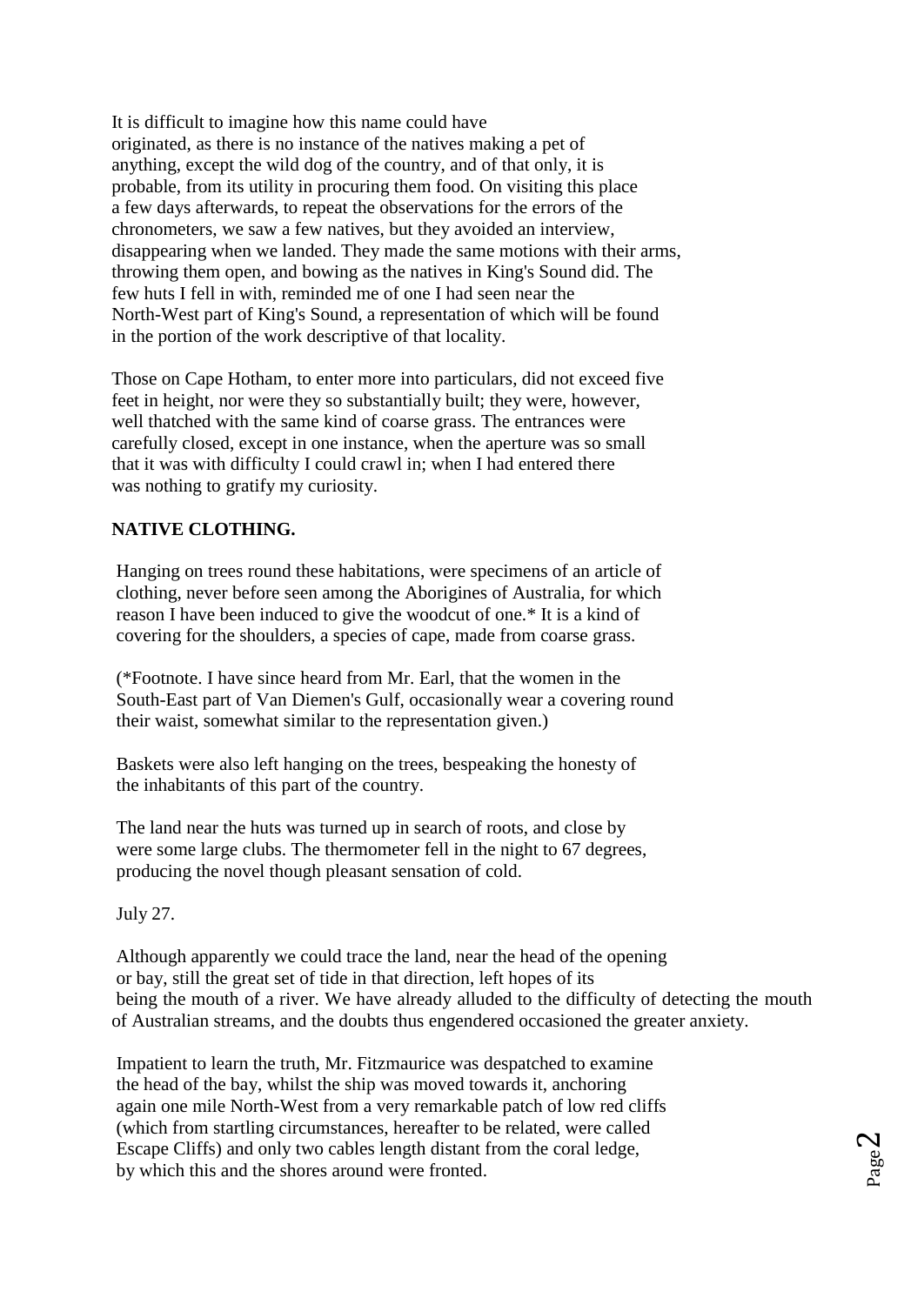It is difficult to imagine how this name could have originated, as there is no instance of the natives making a pet of anything, except the wild dog of the country, and of that only, it is probable, from its utility in procuring them food. On visiting this place a few days afterwards, to repeat the observations for the errors of the chronometers, we saw a few natives, but they avoided an interview, disappearing when we landed. They made the same motions with their arms, throwing them open, and bowing as the natives in King's Sound did. The few huts I fell in with, reminded me of one I had seen near the North-West part of King's Sound, a representation of which will be found in the portion of the work descriptive of that locality.

Those on Cape Hotham, to enter more into particulars, did not exceed five feet in height, nor were they so substantially built; they were, however, well thatched with the same kind of coarse grass. The entrances were carefully closed, except in one instance, when the aperture was so small that it was with difficulty I could crawl in; when I had entered there was nothing to gratify my curiosity.

**NATIVE CLOTHING.**

Hanging on trees round these habitations, were specimens of an article of clothing, never before seen among the Aborigines of Australia, for which reason I have been induced to give the woodcut of one.* It is a kind of covering for the shoulders, a species of cape, made from coarse grass.

(*Footnote. I have since heard from Mr. Earl, that the women in the South-East part of Van Diemen's Gulf, occasionally wear a covering round their waist, somewhat similar to the representation given.)

Baskets were also left hanging on the trees, bespeaking the honesty of the inhabitants of this part of the country.

The land near the huts was turned up in search of roots, and close by were some large clubs. The thermometer fell in the night to 67 degrees, producing the novel though pleasant sensation of cold.

July 27.

Although apparently we could trace the land, near the head of the opening or bay, still the great set of tide in that direction, left hopes of its being the mouth of a river. We have already alluded to the difficulty of detecting the mouth of Australian streams, and the doubts thus engendered occasioned the greater anxiety.

Impatient to learn the truth, Mr. Fitzmaurice was despatched to examine the head of the bay, whilst the ship was moved towards it, anchoring again one mile North-West from a very remarkable patch of low red cliffs (which from startling circumstances, hereafter to be related, were called Escape Cliffs) and only two cables length distant from the coral ledge, by which this and the shores around were fronted.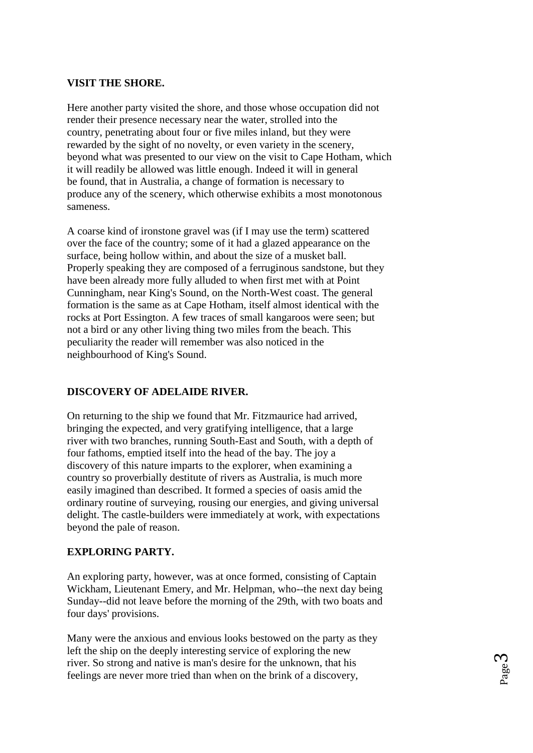### VISIT THE SHORE.

Here another party visited the shore, and those whose occupation did not render their presence necessary near the water, strolled into the country, penetrating about four or five miles inland, but they were rewarded by the sight of no novelty, or even variety in the scenery, beyond what was presented to our view on the visit to Cape Hotham, which it will readily be allowed was little enough. Indeed it will in general be found, that in Australia, a change of formation is necessary to produce any of the scenery, which otherwise exhibits a most monotonous sameness.

A coarse kind of ironstone gravel was (if I may use the term) scattered over the face of the country; some of it had a glazed appearance on the surface, being hollow within, and about the size of a musket ball. Properly speaking they are composed of a ferruginous sandstone, but they have been already more fully alluded to when first met with at Point Cunningham, near King's Sound, on the North-West coast. The general formation is the same as at Cape Hotham, itself almost identical with the rocks at Port Essington. A few traces of small kangaroos were seen; but not a bird or any other living thing two miles from the beach. This peculiarity the reader will remember was also noticed in the neighbourhood of King's Sound.

### DISCOVERY OF ADELAIDE RIVER.

On returning to the ship we found that Mr. Fitzmaurice had arrived, bringing the expected, and very gratifying intelligence, that a large river with two branches, running South-East and South, with a depth of four fathoms, emptied itself into the head of the bay. The joy a discovery of this nature imparts to the explorer, when examining a country so proverbially destitute of rivers as Australia, is much more easily imagined than described. It formed a species of oasis amid the ordinary routine of surveying, rousing our energies, and giving universal delight. The castle-builders were immediately at work, with expectations beyond the pale of reason.

### EXPLORING PARTY.

An exploring party, however, was at once formed, consisting of Captain Wickham, Lieutenant Emery, and Mr. Helpman, who--the next day being Sunday--did not leave before the morning of the 29th, with two boats and four days' provisions.

Many were the anxious and envious looks bestowed on the party as they left the ship on the deeply interesting service of exploring the new river. So strong and native is man's desire for the unknown, that his feelings are never more tried than when on the brink of a discovery,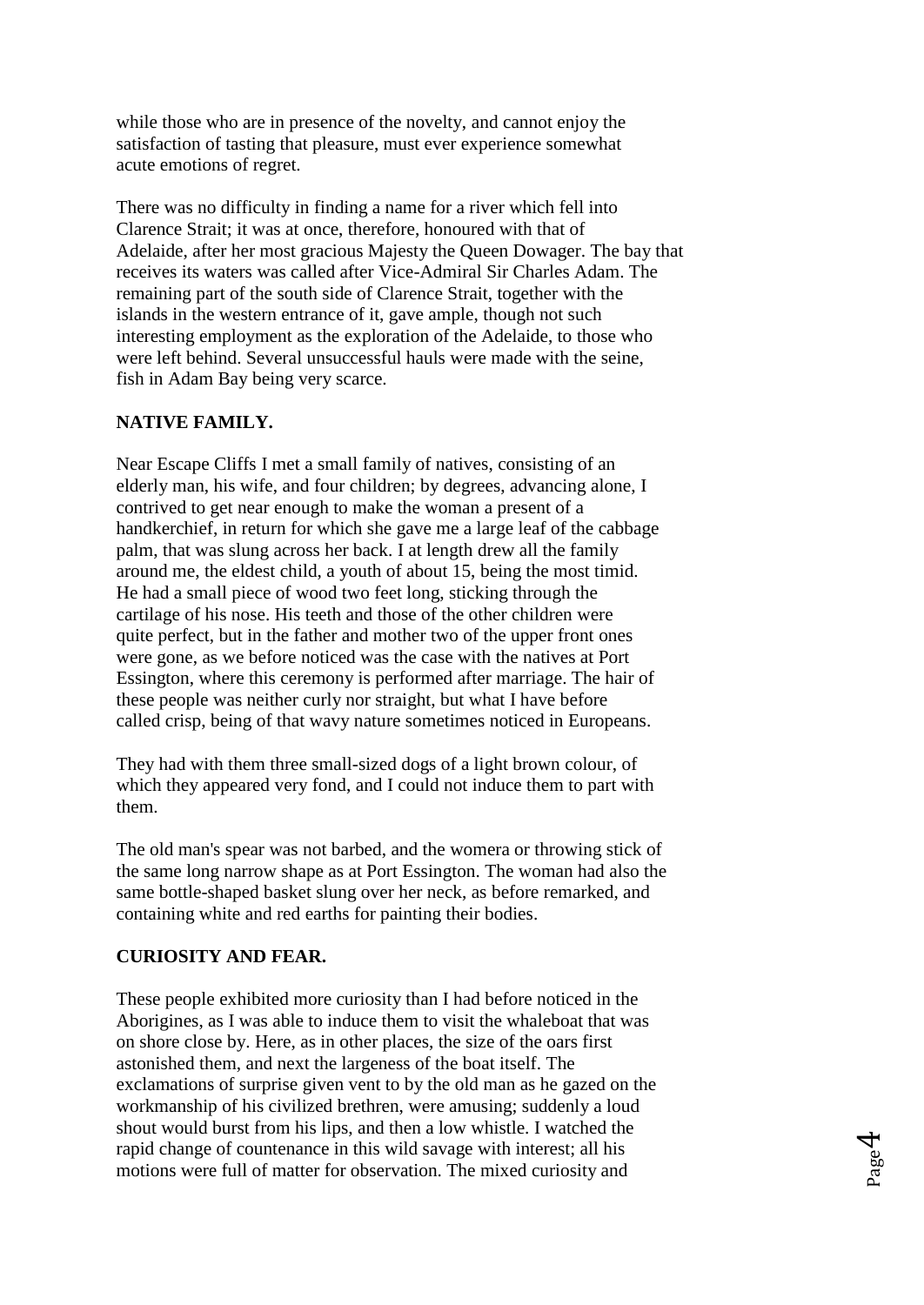while those who are in presence of the novelty, and cannot enjoy the satisfaction of tasting that pleasure, must ever experience somewhat acute emotions of regret.

There was no difficulty in finding a name for a river which fell into Clarence Strait; it was at once, therefore, honoured with that of Adelaide, after her most gracious Majesty the Queen Dowager. The bay that receives its waters was called after Vice-Admiral Sir Charles Adam. The remaining part of the south side of Clarence Strait, together with the islands in the western entrance of it, gave ample, though not such interesting employment as the exploration of the Adelaide, to those who were left behind. Several unsuccessful hauls were made with the seine, fish in Adam Bay being very scarce.

**NATIVE FAMILY.**

Near Escape Cliffs I met a small family of natives, consisting of an elderly man, his wife, and four children; by degrees, advancing alone, I contrived to get near enough to make the woman a present of a handkerchief, in return for which she gave me a large leaf of the cabbage palm, that was slung across her back. I at length drew all the family around me, the eldest child, a youth of about 15, being the most timid. He had a small piece of wood two feet long, sticking through the cartilage of his nose. His teeth and those of the other children were quite perfect, but in the father and mother two of the upper front ones were gone, as we before noticed was the case with the natives at Port Essington, where this ceremony is performed after marriage. The hair of these people was neither curly nor straight, but what I have before called crisp, being of that wavy nature sometimes noticed in Europeans.

They had with them three small-sized dogs of a light brown colour, of which they appeared very fond, and I could not induce them to part with them.

The old man's spear was not barbed, and the womera or throwing stick of the same long narrow shape as at Port Essington. The woman had also the same bottle-shaped basket slung over her neck, as before remarked, and containing white and red earths for painting their bodies.

**CURIOSITY AND FEAR.**

These people exhibited more curiosity than I had before noticed in the Aborigines, as I was able to induce them to visit the whaleboat that was on shore close by. Here, as in other places, the size of the oars first astonished them, and next the largeness of the boat itself. The exclamations of surprise given vent to by the old man as he gazed on the workmanship of his civilized brethren, were amusing; suddenly a loud shout would burst from his lips, and then a low whistle. I watched the rapid change of countenance in this wild savage with interest; all his motions were full of matter for observation. The mixed curiosity and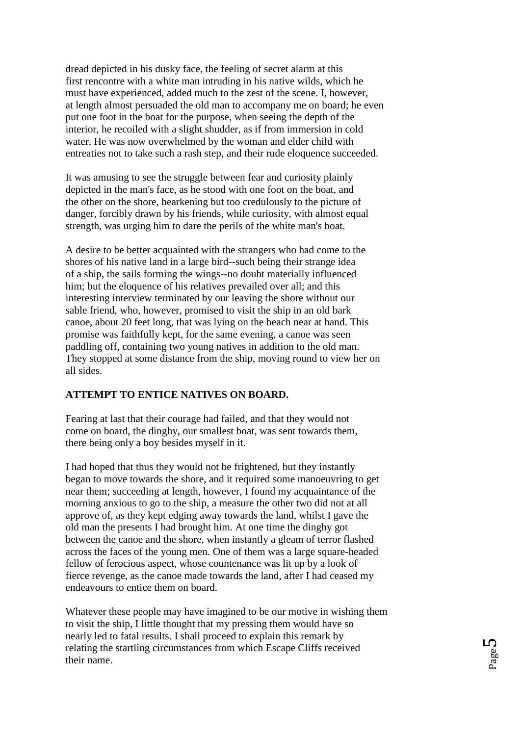dread depicted in his dusky face, the feeling of secret alarm at this first rencontre with a white man intruding in his native wilds, which he must have experienced, added much to the zest of the scene. I, however, at length almost persuaded the old man to accompany me on board; he even put one foot in the boat for the purpose, when seeing the depth of the interior, he recoiled with a slight shudder, as if from immersion in cold water. He was now overwhelmed by the woman and elder child with entreaties not to take such a rash step, and their rude eloquence succeeded.

It was amusing to see the struggle between fear and curiosity plainly depicted in the man's face, as he stood with one foot on the boat, and the other on the shore, hearkening but too credulously to the picture of danger, forcibly drawn by his friends, while curiosity, with almost equal strength, was urging him to dare the perils of the white man's boat.

A desire to be better acquainted with the strangers who had come to the shores of his native land in a large bird--such being their strange idea of a ship, the sails forming the wings--no doubt materially influenced him; but the eloquence of his relatives prevailed over all; and this interesting interview terminated by our leaving the shore without our sable friend, who, however, promised to visit the ship in an old bark canoe, about 20 feet long, that was lying on the beach near at hand. This promise was faithfully kept, for the same evening, a canoe was seen paddling off, containing two young natives in addition to the old man. They stopped at some distance from the ship, moving round to view her on all sides.

**ATTEMPT TO ENTICE NATIVES ON BOARD.**

Fearing at last that their courage had failed, and that they would not come on board, the dinghy, our smallest boat, was sent towards them, there being only a boy besides myself in it.

I had hoped that thus they would not be frightened, but they instantly began to move towards the shore, and it required some manoeuvring to get near them; succeeding at length, however, I found my acquaintance of the morning anxious to go to the ship, a measure the other two did not at all approve of, as they kept edging away towards the land, whilst I gave the old man the presents I had brought him. At one time the dinghy got between the canoe and the shore, when instantly a gleam of terror flashed across the faces of the young men. One of them was a large square-headed fellow of ferocious aspect, whose countenance was lit up by a look of fierce revenge, as the canoe made towards the land, after I had ceased my endeavours to entice them on board.

Whatever these people may have imagined to be our motive in wishing them to visit the ship, I little thought that my pressing them would have so nearly led to fatal results. I shall proceed to explain this remark by relating the startling circumstances from which Escape Cliffs received their name.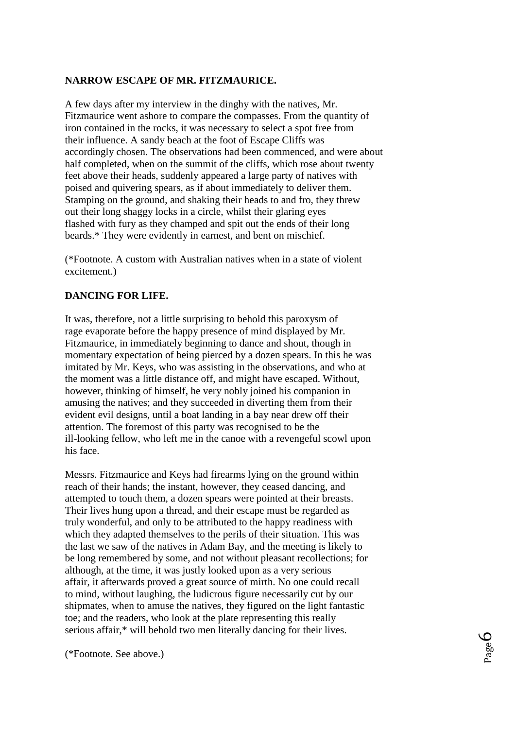**NARROW ESCAPE OF MR. FITZMAURICE.**

A few days after my interview in the dinghy with the natives, Mr. Fitzmaurice went ashore to compare the compasses. From the quantity of iron contained in the rocks, it was necessary to select a spot free from their influence. A sandy beach at the foot of Escape Cliffs was accordingly chosen. The observations had been commenced, and were about half completed, when on the summit of the cliffs, which rose about twenty feet above their heads, suddenly appeared a large party of natives with poised and quivering spears, as if about immediately to deliver them. Stamping on the ground, and shaking their heads to and fro, they threw out their long shaggy locks in a circle, whilst their glaring eyes flashed with fury as they champed and spit out the ends of their long beards.* They were evidently in earnest, and bent on mischief.

(*Footnote. A custom with Australian natives when in a state of violent excitement.)

**DANCING FOR LIFE.**

It was, therefore, not a little surprising to behold this paroxysm of rage evaporate before the happy presence of mind displayed by Mr. Fitzmaurice, in immediately beginning to dance and shout, though in momentary expectation of being pierced by a dozen spears. In this he was imitated by Mr. Keys, who was assisting in the observations, and who at the moment was a little distance off, and might have escaped. Without, however, thinking of himself, he very nobly joined his companion in amusing the natives; and they succeeded in diverting them from their evident evil designs, until a boat landing in a bay near drew off their attention. The foremost of this party was recognised to be the ill-looking fellow, who left me in the canoe with a revengeful scowl upon his face.

Messrs. Fitzmaurice and Keys had firearms lying on the ground within reach of their hands; the instant, however, they ceased dancing, and attempted to touch them, a dozen spears were pointed at their breasts. Their lives hung upon a thread, and their escape must be regarded as truly wonderful, and only to be attributed to the happy readiness with which they adapted themselves to the perils of their situation. This was the last we saw of the natives in Adam Bay, and the meeting is likely to be long remembered by some, and not without pleasant recollections; for although, at the time, it was justly looked upon as a very serious affair, it afterwards proved a great source of mirth. No one could recall to mind, without laughing, the ludicrous figure necessarily cut by our shipmates, when to amuse the natives, they figured on the light fantastic toe; and the readers, who look at the plate representing this really serious affair,* will behold two men literally dancing for their lives.

(*Footnote. See above.)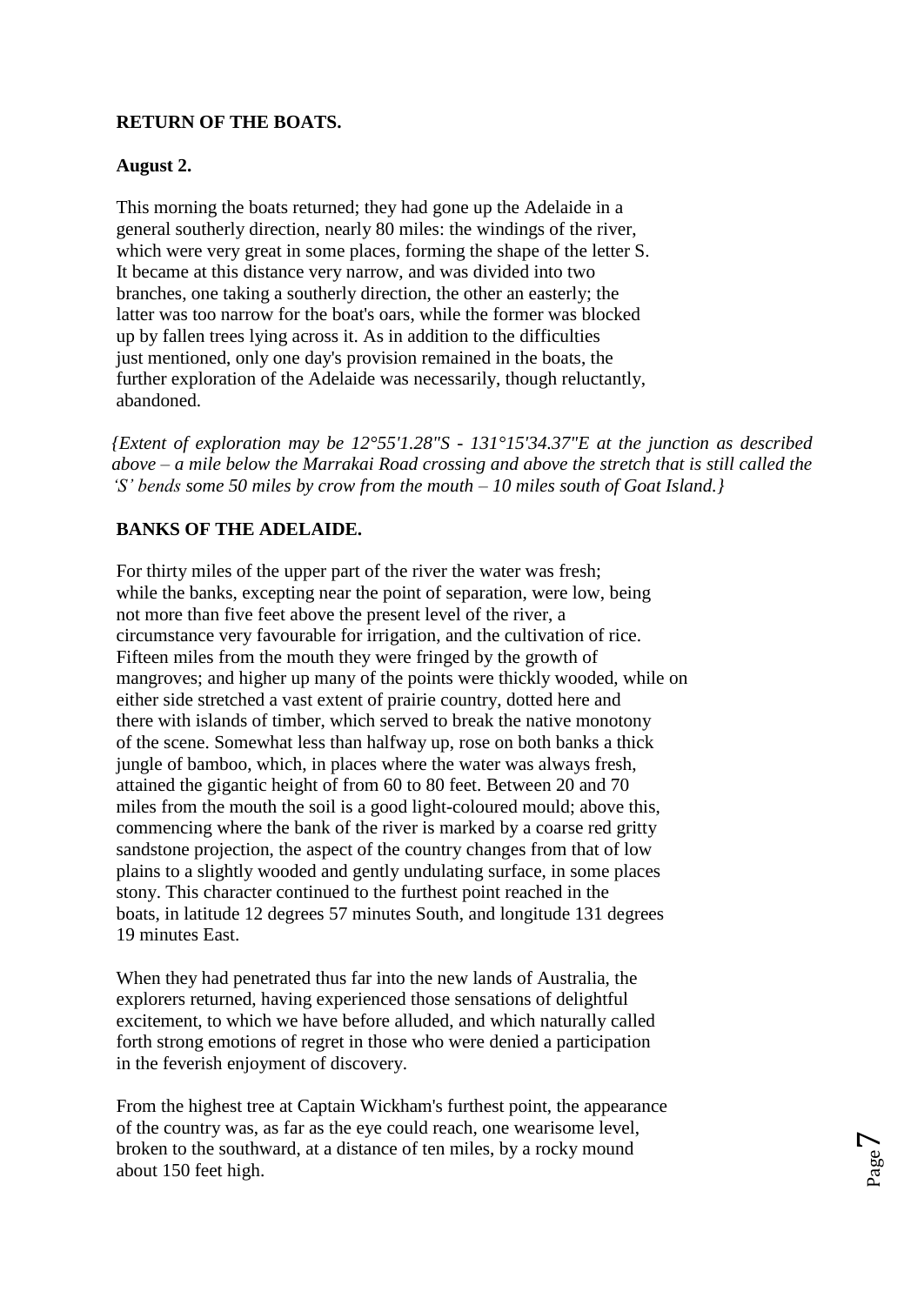**RETURN OF THE BOATS.**

**August 2.**

This morning the boats returned; they had gone up the Adelaide in a general southerly direction, nearly 80 miles: the windings of the river, which were very great in some places, forming the shape of the letter S. It became at this distance very narrow, and was divided into two branches, one taking a southerly direction, the other an easterly; the latter was too narrow for the boat's oars, while the former was blocked up by fallen trees lying across it. As in addition to the difficulties just mentioned, only one day's provision remained in the boats, the further exploration of the Adelaide was necessarily, though reluctantly, abandoned.

*{Extent of exploration may be 12°55'1.28"S - 131°15'34.37"E at the junction as described above – a mile below the Marrakai Road crossing and above the stretch that is still called the 'S' bends some 50 miles by crow from the mouth – 10 miles south of Goat Island.}*

**BANKS OF THE ADELAIDE.**

For thirty miles of the upper part of the river the water was fresh; while the banks, excepting near the point of separation, were low, being not more than five feet above the present level of the river, a circumstance very favourable for irrigation, and the cultivation of rice. Fifteen miles from the mouth they were fringed by the growth of mangroves; and higher up many of the points were thickly wooded, while on either side stretched a vast extent of prairie country, dotted here and there with islands of timber, which served to break the native monotony of the scene. Somewhat less than halfway up, rose on both banks a thick jungle of bamboo, which, in places where the water was always fresh, attained the gigantic height of from 60 to 80 feet. Between 20 and 70 miles from the mouth the soil is a good light-coloured mould; above this, commencing where the bank of the river is marked by a coarse red gritty sandstone projection, the aspect of the country changes from that of low plains to a slightly wooded and gently undulating surface, in some places stony. This character continued to the furthest point reached in the boats, in latitude 12 degrees 57 minutes South, and longitude 131 degrees 19 minutes East.

When they had penetrated thus far into the new lands of Australia, the explorers returned, having experienced those sensations of delightful excitement, to which we have before alluded, and which naturally called forth strong emotions of regret in those who were denied a participation in the feverish enjoyment of discovery.

From the highest tree at Captain Wickham's furthest point, the appearance of the country was, as far as the eye could reach, one wearisome level, broken to the southward, at a distance of ten miles, by a rocky mound about 150 feet high.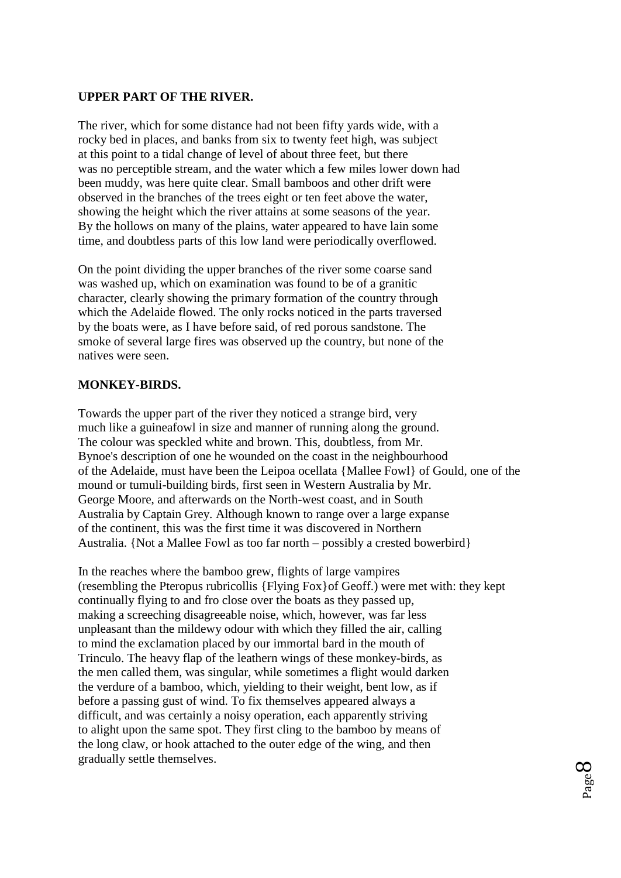**UPPER PART OF THE RIVER.**

The river, which for some distance had not been fifty yards wide, with a rocky bed in places, and banks from six to twenty feet high, was subject at this point to a tidal change of level of about three feet, but there was no perceptible stream, and the water which a few miles lower down had been muddy, was here quite clear. Small bamboos and other drift were observed in the branches of the trees eight or ten feet above the water, showing the height which the river attains at some seasons of the year. By the hollows on many of the plains, water appeared to have lain some time, and doubtless parts of this low land were periodically overflowed.

On the point dividing the upper branches of the river some coarse sand was washed up, which on examination was found to be of a granitic character, clearly showing the primary formation of the country through which the Adelaide flowed. The only rocks noticed in the parts traversed by the boats were, as I have before said, of red porous sandstone. The smoke of several large fires was observed up the country, but none of the natives were seen.

**MONKEY-BIRDS.**

Towards the upper part of the river they noticed a strange bird, very much like a guineafowl in size and manner of running along the ground. The colour was speckled white and brown. This, doubtless, from Mr. Bynoe's description of one he wounded on the coast in the neighbourhood of the Adelaide, must have been the Leipoa ocellata {Mallee Fowl} of Gould, one of the mound or tumuli-building birds, first seen in Western Australia by Mr. George Moore, and afterwards on the North-west coast, and in South Australia by Captain Grey. Although known to range over a large expanse of the continent, this was the first time it was discovered in Northern Australia. {Not a Mallee Fowl as too far north – possibly a crested bowerbird}

In the reaches where the bamboo grew, flights of large vampires (resembling the Pteropus rubricollis {Flying Fox}of Geoff.) were met with: they kept continually flying to and fro close over the boats as they passed up, making a screeching disagreeable noise, which, however, was far less unpleasant than the mildewy odour with which they filled the air, calling to mind the exclamation placed by our immortal bard in the mouth of Trinculo. The heavy flap of the leathern wings of these monkey-birds, as the men called them, was singular, while sometimes a flight would darken the verdure of a bamboo, which, yielding to their weight, bent low, as if before a passing gust of wind. To fix themselves appeared always a difficult, and was certainly a noisy operation, each apparently striving to alight upon the same spot. They first cling to the bamboo by means of the long claw, or hook attached to the outer edge of the wing, and then gradually settle themselves.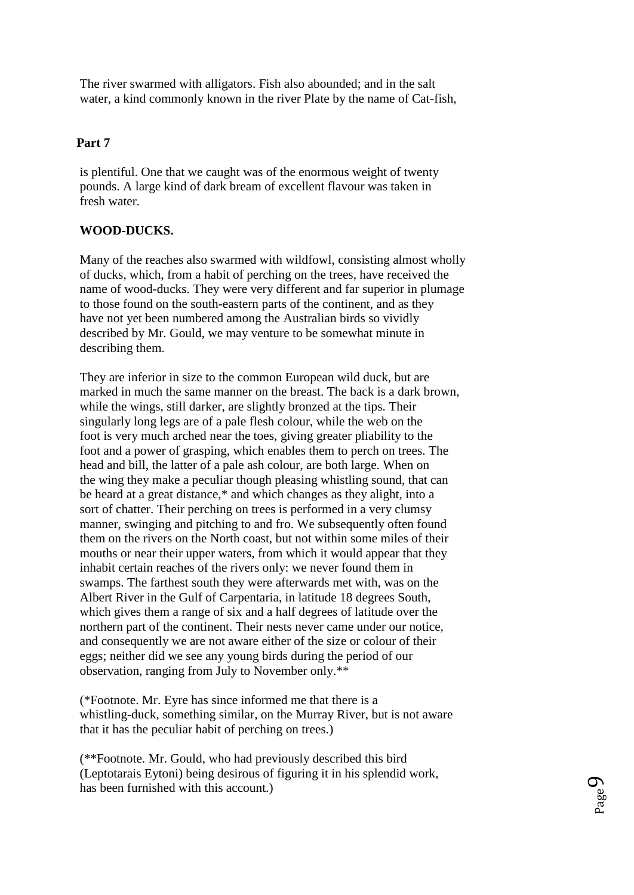The river swarmed with alligators. Fish also abounded; and in the salt water, a kind commonly known in the river Plate by the name of Cat-fish,

**Part 7**

is plentiful. One that we caught was of the enormous weight of twenty pounds. A large kind of dark bream of excellent flavour was taken in fresh water.

**WOOD-DUCKS.**

Many of the reaches also swarmed with wildfowl, consisting almost wholly of ducks, which, from a habit of perching on the trees, have received the name of wood-ducks. They were very different and far superior in plumage to those found on the south-eastern parts of the continent, and as they have not yet been numbered among the Australian birds so vividly described by Mr. Gould, we may venture to be somewhat minute in describing them.

They are inferior in size to the common European wild duck, but are marked in much the same manner on the breast. The back is a dark brown, while the wings, still darker, are slightly bronzed at the tips. Their singularly long legs are of a pale flesh colour, while the web on the foot is very much arched near the toes, giving greater pliability to the foot and a power of grasping, which enables them to perch on trees. The head and bill, the latter of a pale ash colour, are both large. When on the wing they make a peculiar though pleasing whistling sound, that can be heard at a great distance,* and which changes as they alight, into a sort of chatter. Their perching on trees is performed in a very clumsy manner, swinging and pitching to and fro. We subsequently often found them on the rivers on the North coast, but not within some miles of their mouths or near their upper waters, from which it would appear that they inhabit certain reaches of the rivers only: we never found them in swamps. The farthest south they were afterwards met with, was on the Albert River in the Gulf of Carpentaria, in latitude 18 degrees South, which gives them a range of six and a half degrees of latitude over the northern part of the continent. Their nests never came under our notice, and consequently we are not aware either of the size or colour of their eggs; neither did we see any young birds during the period of our observation, ranging from July to November only.**

(*Footnote. Mr. Eyre has since informed me that there is a whistling-duck, something similar, on the Murray River, but is not aware that it has the peculiar habit of perching on trees.)

(**Footnote. Mr. Gould, who had previously described this bird (Leptotarais Eytoni) being desirous of figuring it in his splendid work, has been furnished with this account.)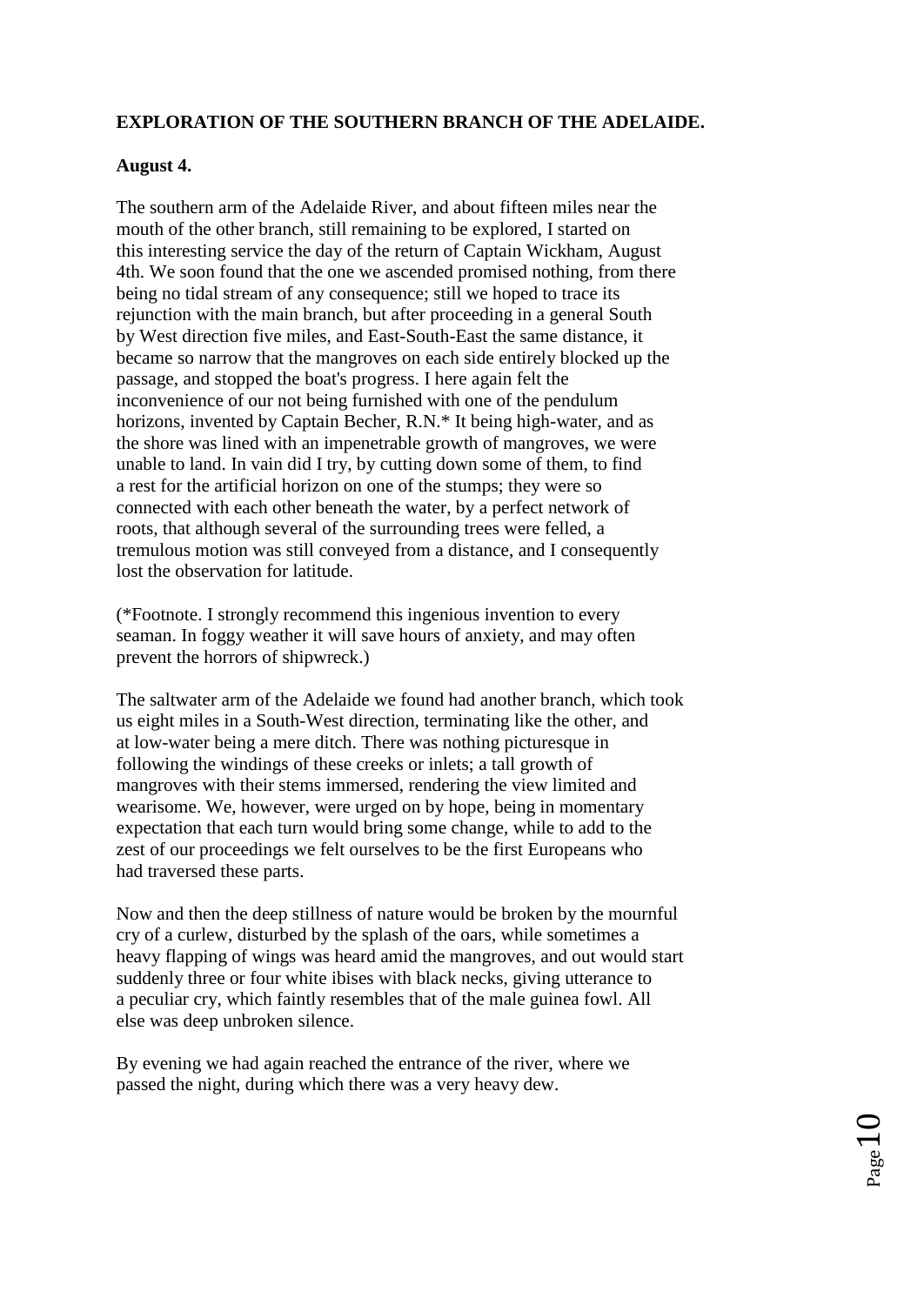**EXPLORATION OF THE SOUTHERN BRANCH OF THE ADELAIDE.**

**August 4.**

The southern arm of the Adelaide River, and about fifteen miles near the mouth of the other branch, still remaining to be explored, I started on this interesting service the day of the return of Captain Wickham, August 4th. We soon found that the one we ascended promised nothing, from there being no tidal stream of any consequence; still we hoped to trace its rejunction with the main branch, but after proceeding in a general South by West direction five miles, and East-South-East the same distance, it became so narrow that the mangroves on each side entirely blocked up the passage, and stopped the boat's progress. I here again felt the inconvenience of our not being furnished with one of the pendulum horizons, invented by Captain Becher, R.N.* It being high-water, and as the shore was lined with an impenetrable growth of mangroves, we were unable to land. In vain did I try, by cutting down some of them, to find a rest for the artificial horizon on one of the stumps; they were so connected with each other beneath the water, by a perfect network of roots, that although several of the surrounding trees were felled, a tremulous motion was still conveyed from a distance, and I consequently lost the observation for latitude.

(*Footnote. I strongly recommend this ingenious invention to every seaman. In foggy weather it will save hours of anxiety, and may often prevent the horrors of shipwreck.)

The saltwater arm of the Adelaide we found had another branch, which took us eight miles in a South-West direction, terminating like the other, and at low-water being a mere ditch. There was nothing picturesque in following the windings of these creeks or inlets; a tall growth of mangroves with their stems immersed, rendering the view limited and wearisome. We, however, were urged on by hope, being in momentary expectation that each turn would bring some change, while to add to the zest of our proceedings we felt ourselves to be the first Europeans who had traversed these parts.

Now and then the deep stillness of nature would be broken by the mournful cry of a curlew, disturbed by the splash of the oars, while sometimes a heavy flapping of wings was heard amid the mangroves, and out would start suddenly three or four white ibises with black necks, giving utterance to a peculiar cry, which faintly resembles that of the male guinea fowl. All else was deep unbroken silence.

By evening we had again reached the entrance of the river, where we passed the night, during which there was a very heavy dew.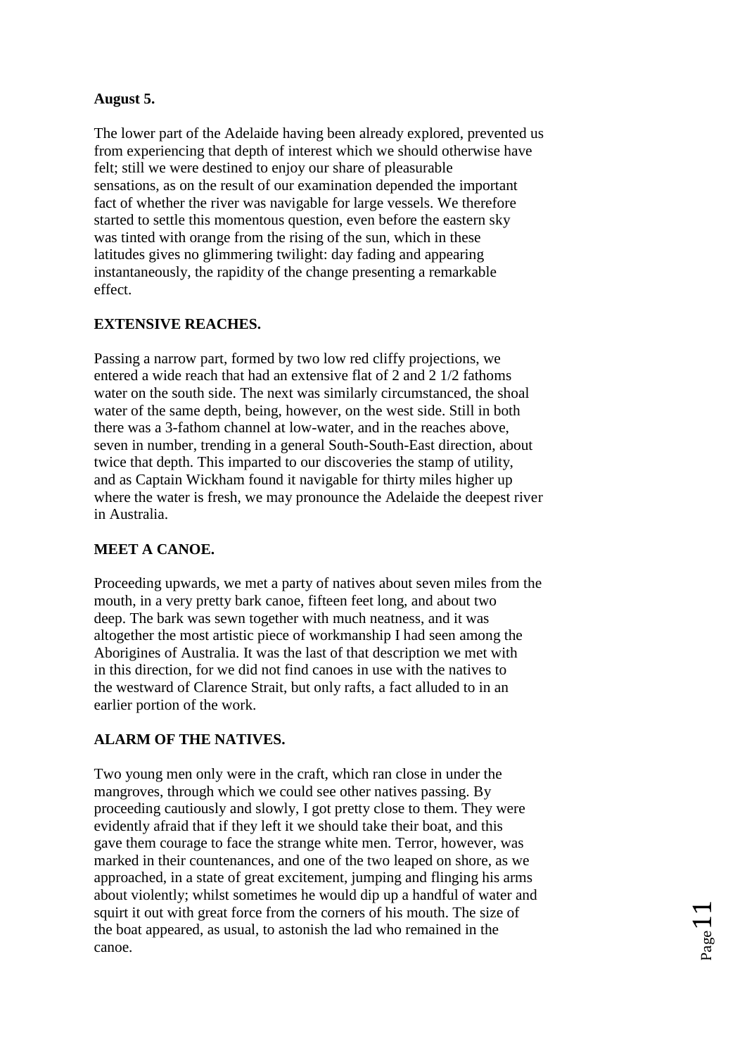**August 5.**

The lower part of the Adelaide having been already explored, prevented us from experiencing that depth of interest which we should otherwise have felt; still we were destined to enjoy our share of pleasurable sensations, as on the result of our examination depended the important fact of whether the river was navigable for large vessels. We therefore started to settle this momentous question, even before the eastern sky was tinted with orange from the rising of the sun, which in these latitudes gives no glimmering twilight: day fading and appearing instantaneously, the rapidity of the change presenting a remarkable effect.

**EXTENSIVE REACHES.**

Passing a narrow part, formed by two low red cliffy projections, we entered a wide reach that had an extensive flat of 2 and 2 1/2 fathoms water on the south side. The next was similarly circumstanced, the shoal water of the same depth, being, however, on the west side. Still in both there was a 3-fathom channel at low-water, and in the reaches above, seven in number, trending in a general South-South-East direction, about twice that depth. This imparted to our discoveries the stamp of utility, and as Captain Wickham found it navigable for thirty miles higher up where the water is fresh, we may pronounce the Adelaide the deepest river in Australia.

**MEET A CANOE.**

Proceeding upwards, we met a party of natives about seven miles from the mouth, in a very pretty bark canoe, fifteen feet long, and about two deep. The bark was sewn together with much neatness, and it was altogether the most artistic piece of workmanship I had seen among the Aborigines of Australia. It was the last of that description we met with in this direction, for we did not find canoes in use with the natives to the westward of Clarence Strait, but only rafts, a fact alluded to in an earlier portion of the work.

**ALARM OF THE NATIVES.**

Two young men only were in the craft, which ran close in under the mangroves, through which we could see other natives passing. By proceeding cautiously and slowly, I got pretty close to them. They were evidently afraid that if they left it we should take their boat, and this gave them courage to face the strange white men. Terror, however, was marked in their countenances, and one of the two leaped on shore, as we approached, in a state of great excitement, jumping and flinging his arms about violently; whilst sometimes he would dip up a handful of water and squirt it out with great force from the corners of his mouth. The size of the boat appeared, as usual, to astonish the lad who remained in the canoe.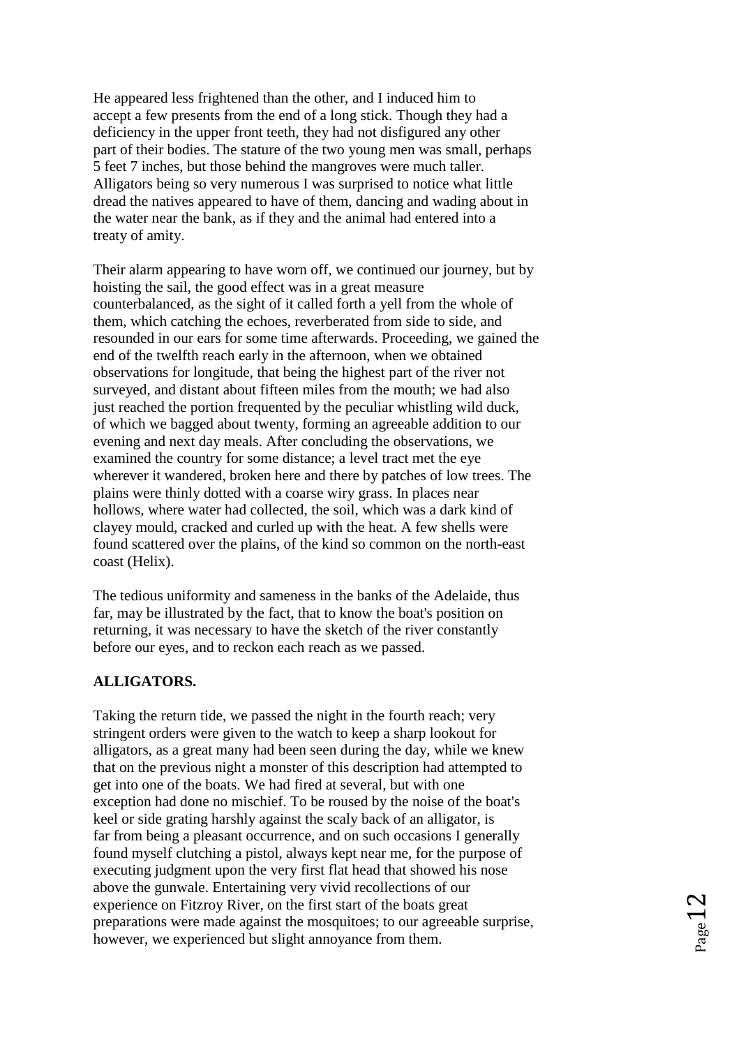He appeared less frightened than the other, and I induced him to accept a few presents from the end of a long stick. Though they had a deficiency in the upper front teeth, they had not disfigured any other part of their bodies. The stature of the two young men was small, perhaps 5 feet 7 inches, but those behind the mangroves were much taller. Alligators being so very numerous I was surprised to notice what little dread the natives appeared to have of them, dancing and wading about in the water near the bank, as if they and the animal had entered into a treaty of amity.

Their alarm appearing to have worn off, we continued our journey, but by hoisting the sail, the good effect was in a great measure counterbalanced, as the sight of it called forth a yell from the whole of them, which catching the echoes, reverberated from side to side, and resounded in our ears for some time afterwards. Proceeding, we gained the end of the twelfth reach early in the afternoon, when we obtained observations for longitude, that being the highest part of the river not surveyed, and distant about fifteen miles from the mouth; we had also just reached the portion frequented by the peculiar whistling wild duck, of which we bagged about twenty, forming an agreeable addition to our evening and next day meals. After concluding the observations, we examined the country for some distance; a level tract met the eye wherever it wandered, broken here and there by patches of low trees. The plains were thinly dotted with a coarse wiry grass. In places near hollows, where water had collected, the soil, which was a dark kind of clayey mould, cracked and curled up with the heat. A few shells were found scattered over the plains, of the kind so common on the north-east coast (Helix).

The tedious uniformity and sameness in the banks of the Adelaide, thus far, may be illustrated by the fact, that to know the boat's position on returning, it was necessary to have the sketch of the river constantly before our eyes, and to reckon each reach as we passed.

**ALLIGATORS.**

Taking the return tide, we passed the night in the fourth reach; very stringent orders were given to the watch to keep a sharp lookout for alligators, as a great many had been seen during the day, while we knew that on the previous night a monster of this description had attempted to get into one of the boats. We had fired at several, but with one exception had done no mischief. To be roused by the noise of the boat's keel or side grating harshly against the scaly back of an alligator, is far from being a pleasant occurrence, and on such occasions I generally found myself clutching a pistol, always kept near me, for the purpose of executing judgment upon the very first flat head that showed his nose above the gunwale. Entertaining very vivid recollections of our experience on Fitzroy River, on the first start of the boats great preparations were made against the mosquitoes; to our agreeable surprise, however, we experienced but slight annoyance from them.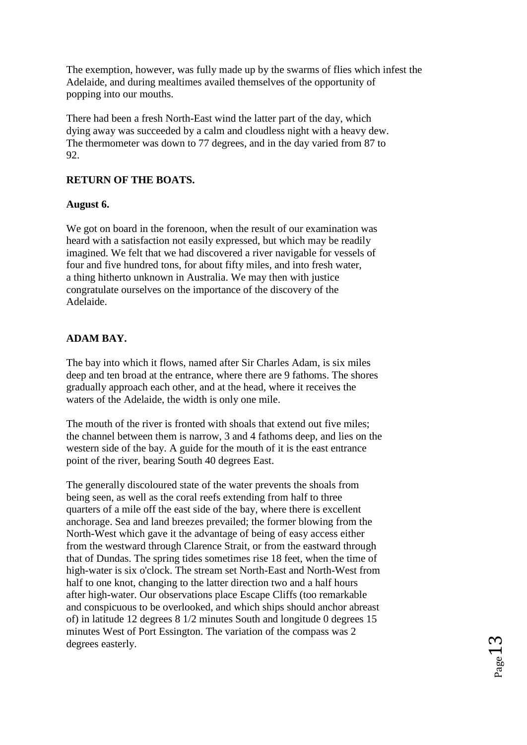The exemption, however, was fully made up by the swarms of flies which infest the Adelaide, and during mealtimes availed themselves of the opportunity of popping into our mouths.

There had been a fresh North-East wind the latter part of the day, which dying away was succeeded by a calm and cloudless night with a heavy dew. The thermometer was down to 77 degrees, and in the day varied from 87 to 92.

**RETURN OF THE BOATS.**

**August 6.**

We got on board in the forenoon, when the result of our examination was heard with a satisfaction not easily expressed, but which may be readily imagined. We felt that we had discovered a river navigable for vessels of four and five hundred tons, for about fifty miles, and into fresh water, a thing hitherto unknown in Australia. We may then with justice congratulate ourselves on the importance of the discovery of the Adelaide.

**ADAM BAY.**

The bay into which it flows, named after Sir Charles Adam, is six miles deep and ten broad at the entrance, where there are 9 fathoms. The shores gradually approach each other, and at the head, where it receives the waters of the Adelaide, the width is only one mile.

The mouth of the river is fronted with shoals that extend out five miles; the channel between them is narrow, 3 and 4 fathoms deep, and lies on the western side of the bay. A guide for the mouth of it is the east entrance point of the river, bearing South 40 degrees East.

The generally discoloured state of the water prevents the shoals from being seen, as well as the coral reefs extending from half to three quarters of a mile off the east side of the bay, where there is excellent anchorage. Sea and land breezes prevailed; the former blowing from the North-West which gave it the advantage of being of easy access either from the westward through Clarence Strait, or from the eastward through that of Dundas. The spring tides sometimes rise 18 feet, when the time of high-water is six o'clock. The stream set North-East and North-West from half to one knot, changing to the latter direction two and a half hours after high-water. Our observations place Escape Cliffs (too remarkable and conspicuous to be overlooked, and which ships should anchor abreast of) in latitude 12 degrees 8 1/2 minutes South and longitude 0 degrees 15 minutes West of Port Essington. The variation of the compass was 2 degrees easterly.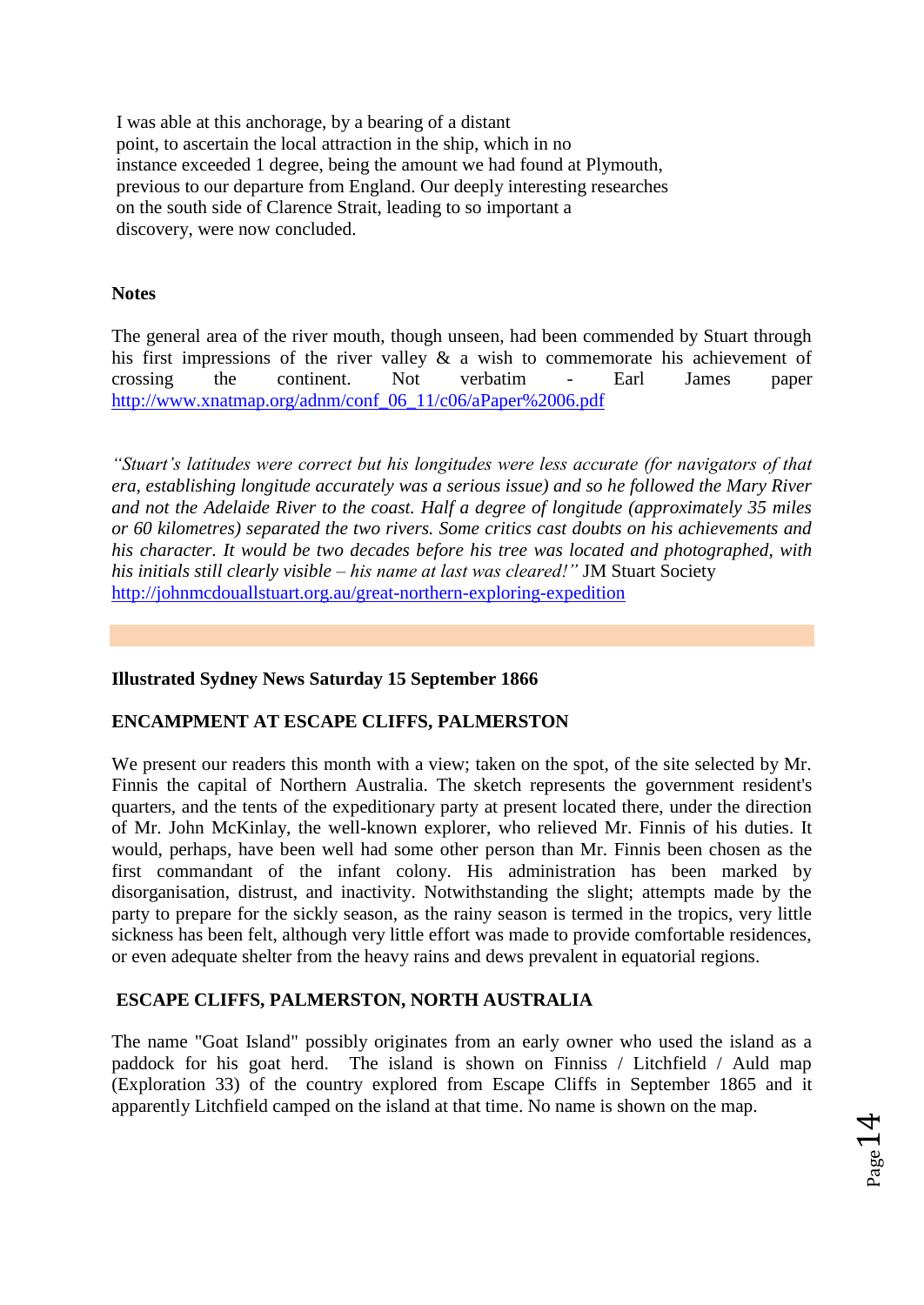I was able at this anchorage, by a bearing of a distant point, to ascertain the local attraction in the ship, which in no instance exceeded 1 degree, being the amount we had found at Plymouth, previous to our departure from England. Our deeply interesting researches on the south side of Clarence Strait, leading to so important a discovery, were now concluded.

**Notes**

The general area of the river mouth, though unseen, had been commended by Stuart through his first impressions of the river valley & a wish to commemorate his achievement of crossing the continent. Not verbatim - Earl James paper [http://www.xnatmap.org/adnm/conf_06_11/c06/aPaper%2006.pdf](http://www.xnatmap.org/adnm/conf_06_11/c06/aPaper%2006.pdf)

*"Stuart's latitudes were correct but his longitudes were less accurate (for navigators of that era, establishing longitude accurately was a serious issue) and so he followed the Mary River and not the Adelaide River to the coast. Half a degree of longitude (approximately 35 miles or 60 kilometres) separated the two rivers. Some critics cast doubts on his achievements and his character. It would be two decades before his tree was located and photographed, with his initials still clearly visible – his name at last was cleared!"* JM Stuart Society [http://johnmcdouallstuart.org.au/great-northern-exploring-expedition](http://johnmcdouallstuart.org.au/great-northern-exploring-expedition)

---

**Illustrated Sydney News Saturday 15 September 1866**

**ENCAMPMENT AT ESCAPE CLIFFS, PALMERSTON**

We present our readers this month with a view; taken on the spot, of the site selected by Mr. Finnis the capital of Northern Australia. The sketch represents the government resident's quarters, and the tents of the expeditionary party at present located there, under the direction of Mr. John McKinlay, the well-known explorer, who relieved Mr. Finnis of his duties. It would, perhaps, have been well had some other person than Mr. Finnis been chosen as the first commandant of the infant colony. His administration has been marked by disorganisation, distrust, and inactivity. Notwithstanding the slight; attempts made by the party to prepare for the sickly season, as the rainy season is termed in the tropics, very little sickness has been felt, although very little effort was made to provide comfortable residences, or even adequate shelter from the heavy rains and dews prevalent in equatorial regions.

**ESCAPE CLIFFS, PALMERSTON, NORTH AUSTRALIA**

The name "Goat Island" possibly originates from an early owner who used the island as a paddock for his goat herd. The island is shown on Finniss / Litchfield / Auld map (Exploration 33) of the country explored from Escape Cliffs in September 1865 and it apparently Litchfield camped on the island at that time. No name is shown on the map.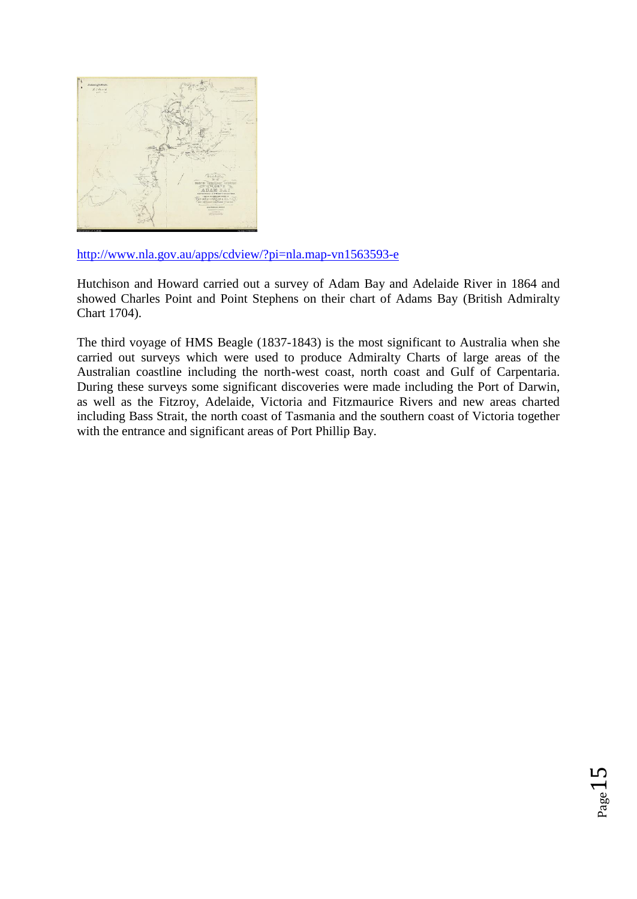http://www.nla.gov.au/apps/cdview/?pi=nla.map-vn1563593-e

Hutchison and Howard carried out a survey of Adam Bay and Adelaide River in 1864 and showed Charles Point and Point Stephens on their chart of Adams Bay (British Admiralty Chart 1704).

The third voyage of HMS Beagle (1837-1843) is the most significant to Australia when she carried out surveys which were used to produce Admiralty Charts of large areas of the Australian coastline including the north-west coast, north coast and Gulf of Carpentaria. During these surveys some significant discoveries were made including the Port of Darwin, as well as the Fitzroy, Adelaide, Victoria and Fitzmaurice Rivers and new areas charted including Bass Strait, the north coast of Tasmania and the southern coast of Victoria together with the entrance and significant areas of Port Phillip Bay.